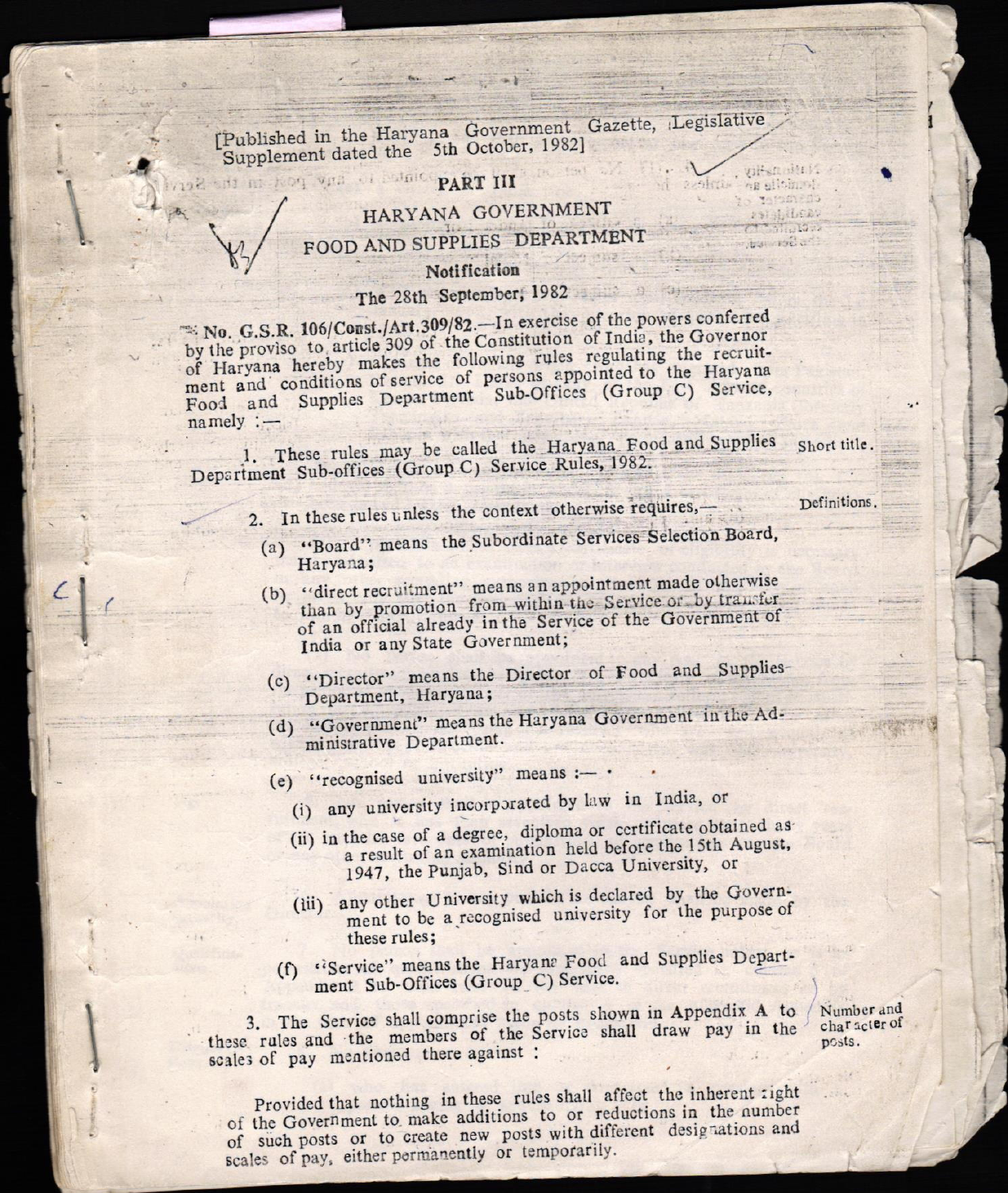[Published in the Haryana Government Gazette, Legislative Supplement dated the 5th October, 1982]

# PART III

## HARYANA GOVERNMENT

## FOOD AND SUPPLIES DEPARTMENT

### Notification

### The 28th September, 1982

No. G.S.R. 106/Const./Art.309/82.—In exercise of the powers conferred by the proviso to article 309 of the Constitution of India, the Governor of Haryana hereby makes the following rules regulating the recruitment and conditions of service of persons appointed to the Haryana Food and Supplies Department Sub-Offices (Group C) Service, namely :—

*Short title.*

1. These rules may be called the Haryana Food and Supplies Department Sub-offices (Group C) Service Rules, 1982.

*Definitions.*

2. In these rules unless the context otherwise requires,—

   (a) "Board" means the Subordinate Services Selection Board, Haryana;

   (b) "direct recruitment" means an appointment made otherwise than by promotion from within the Service or by transfer of an official already in the Service of the Government of India or any State Government;

   (c) "Director" means the Director of Food and Supplies Department, Haryana;

   (d) "Government" means the Haryana Government in the Administrative Department.

   (e) "recognised university" means :—

      (i) any university incorporated by law in India, or

      (ii) in the case of a degree, diploma or certificate obtained as a result of an examination held before the 15th August, 1947, the Punjab, Sind or Dacca University, or

      (iii) any other University which is declared by the Government to be a recognised university for the purpose of these rules;

   (f) "Service" means the Haryana Food and Supplies Department Sub-Offices (Group C) Service.

*Number and character of posts.*

3. The Service shall comprise the posts shown in Appendix A to these rules and the members of the Service shall draw pay in the scales of pay mentioned there against :

Provided that nothing in these rules shall affect the inherent right of the Government to make additions to or reductions in the number of such posts or to create new posts with different designations and scales of pay, either permanently or temporarily.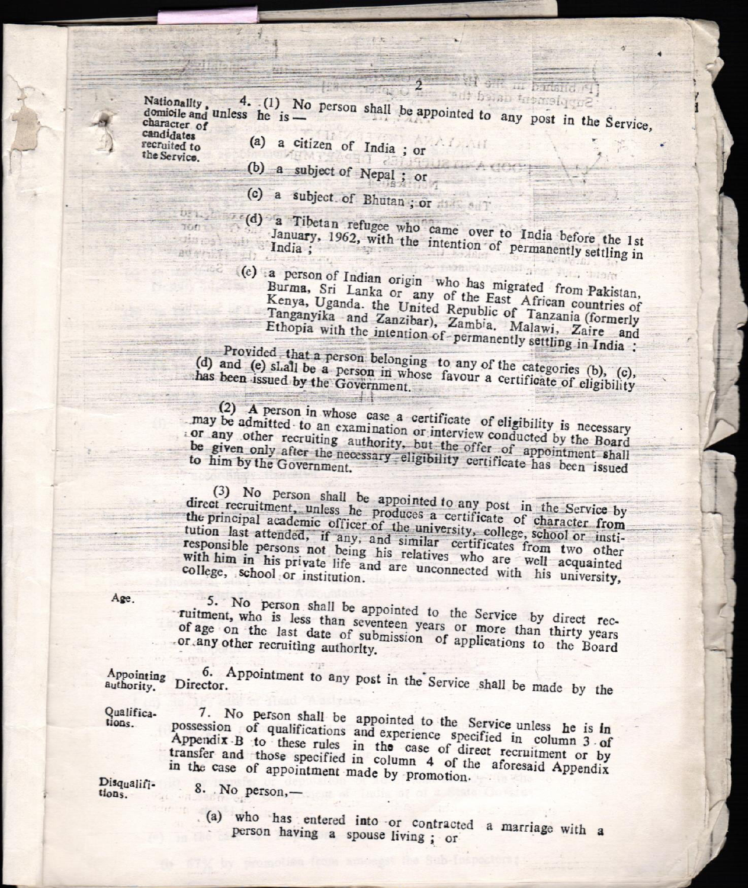**Nationality, domicile and character of candidates recruited to the Service.**

4. (1) No person shall be appointed to any post in the Service, unless he is —

(a) a citizen of India ; or

(b) a subject of Nepal ; or

(c) a subject of Bhutan ; or

(d) a Tibetan refugee who came over to India before the 1st January, 1962, with the intention of permanently settling in India ;

(e) a person of Indian origin who has migrated from Pakistan, Burma, Sri Lanka or any of the East African countries of Kenya, Uganda. the United Republic of Tanzania (formerly Tanganyika and Zanzibar), Zambia. Malawi, Zaire and Ethopia with the intention of permanently settling in India :

Provided that a person belonging to any of the categories (b), (c), (d) and (e) shall be a person in whose favour a certificate of eligibility has been issued by the Government.

(2) A person in whose case a certificate of eligibility is necessary may be admitted to an examination or interview conducted by the Board or any other recruiting authority, but the offer of appointment shall be given only after the necessary eligibility certificate has been issued to him by the Government.

(3) No person shall be appointed to any post in the Service by direct recruitment, unless he produces a certificate of character from the principal academic officer of the university, college, school or institution last attended, if any, and similar certificates from two other responsible persons not being his relatives who are well acquainted with him in his private life and are unconnected with his university, college, school or institution.

**Age.**

5. No person shall be appointed to the Service by direct recruitment, who is less than seventeen years or more than thirty years of age on the last date of submission of applications to the Board or any other recruiting authority.

**Appointing authority.**

6. Appointment to any post in the Service shall be made by the Director.

**Qualifications.**

7. No person shall be appointed to the Service unless he is in possession of qualifications and experience specified in column 3 of Appendix B to these rules in the case of direct recruitment or by transfer and those specified in column 4 of the aforesaid Appendix in the case of appointment made by promotion.

**Disqualifications.**

8. No person,—

(a) who has entered into or contracted a marriage with a person having a spouse living ; or